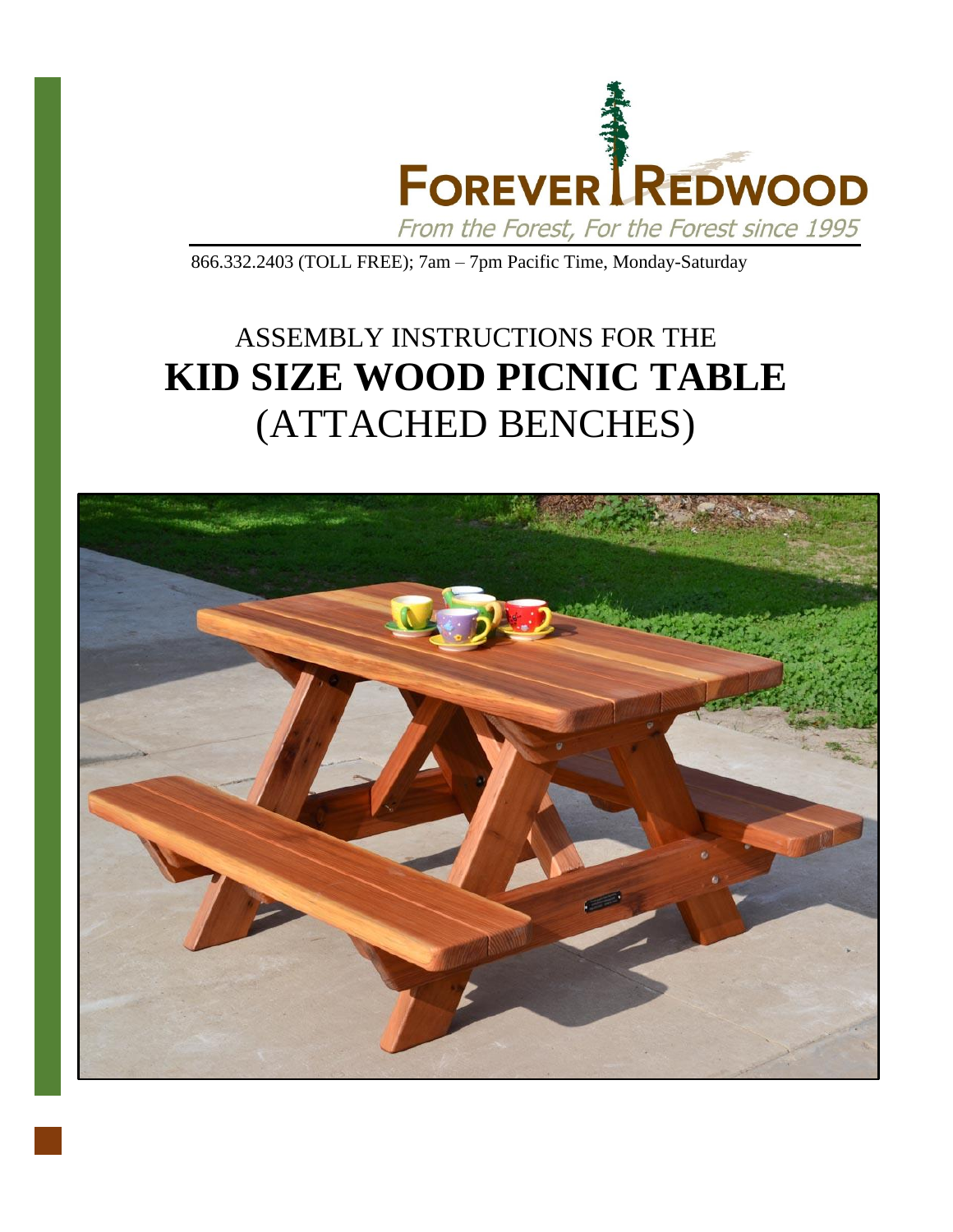FOREVER REDWOOD

*From the Forest, For the Forest since 1995*

866.332.2403 (TOLL FREE); 7am – 7pm Pacific Time, Monday-Saturday

# ASSEMBLY INSTRUCTIONS FOR THE **KID SIZE WOOD PICNIC TABLE** (ATTACHED BENCHES)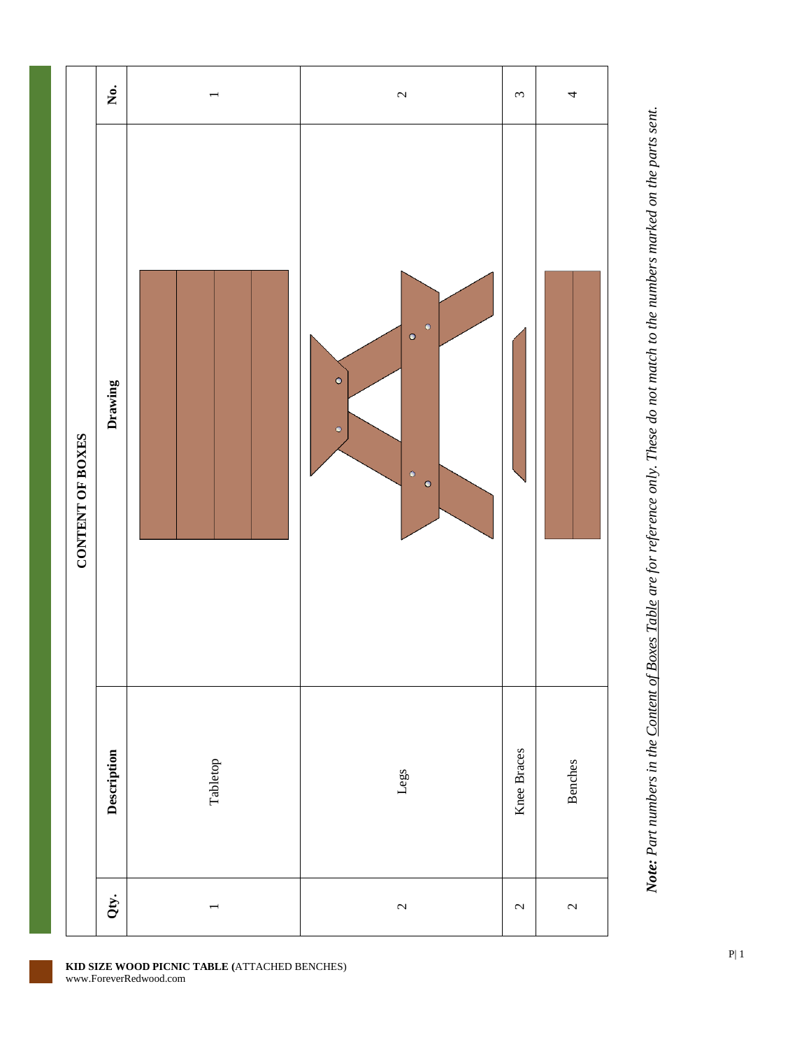## CONTENT OF BOXES

| Qty. | Description | Drawing | No. |
| --- | --- | --- | --- |
| 1 | Tabletop | | 1 |
| 2 | Legs | | 2 |
| 2 | Knee Braces | | 3 |
| 2 | Benches | | 4 |

***Note:*** *Part numbers in the Content of Boxes Table are for reference only. These do not match to the numbers marked on the parts sent.*

**KID SIZE WOOD PICNIC TABLE (**ATTACHED BENCHES)
www.ForeverRedwood.com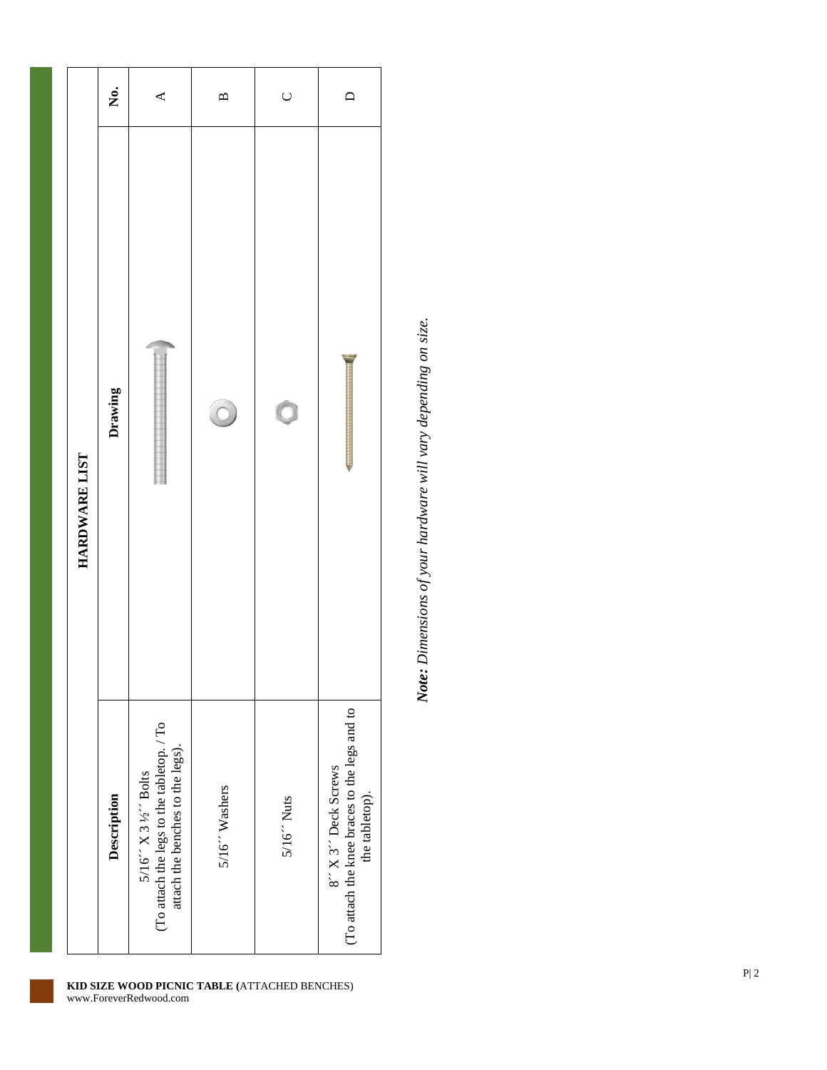## HARDWARE LIST

| Description | Drawing | No. |
| --- | --- | --- |
| 5/16´´ X 3 ½´´ Bolts (To attach the legs to the tabletop. / To attach the benches to the legs). | | A |
| 5/16´´ Washers | | B |
| 5/16´´ Nuts | | C |
| 8´´ X 3´´ Deck Screws (To attach the knee braces to the legs and to the tabletop). | | D |

***Note:*** *Dimensions of your hardware will vary depending on size.*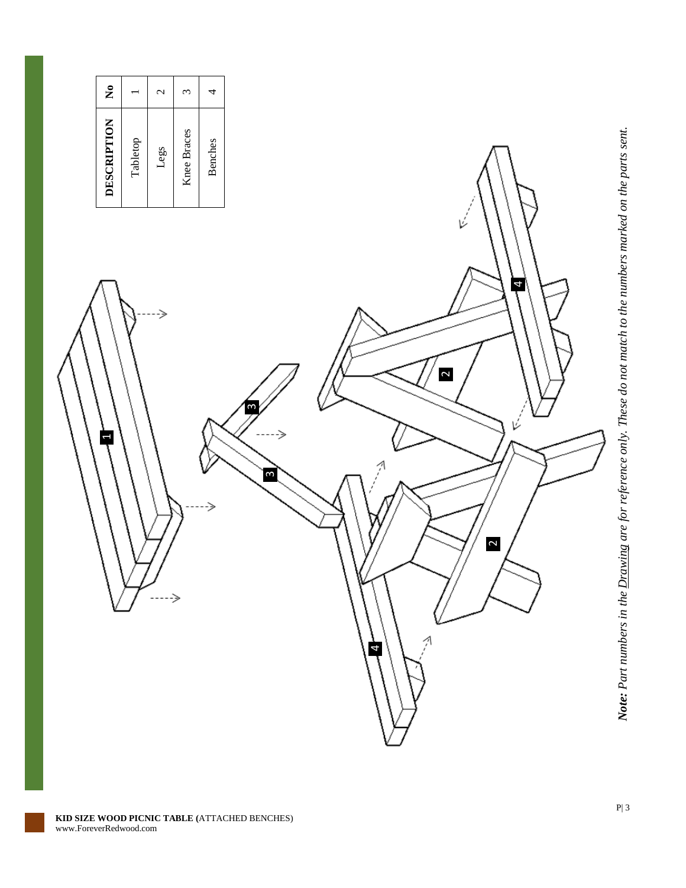| DESCRIPTION | No |
|---|---|
| Tabletop | 1 |
| Legs | 2 |
| Knee Braces | 3 |
| Benches | 4 |

1

3

3

2

4

2

4

***Note:*** *Part numbers in the* *<u>Drawing</u>* *are for reference only. These do not match to the numbers marked on the parts sent.*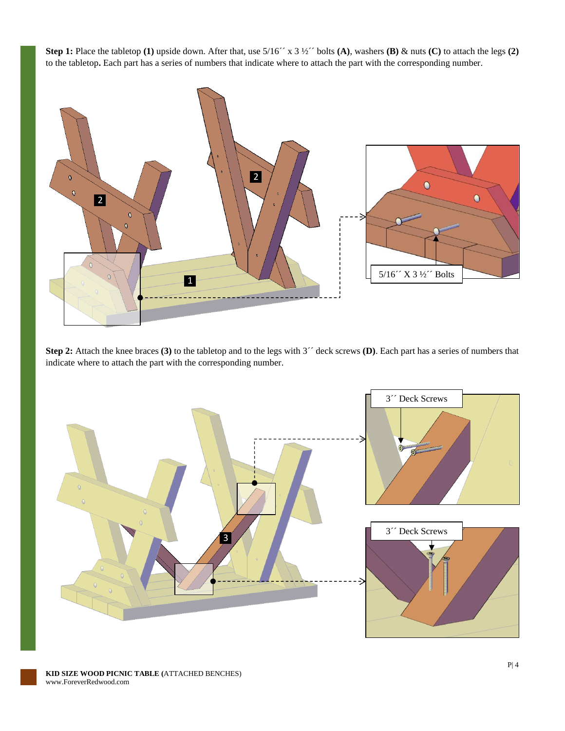**Step 1:** Place the tabletop **(1)** upside down. After that, use 5/16´´ x 3 ½´´ bolts **(A)**, washers **(B)** & nuts **(C)** to attach the legs **(2)** to the tabletop**.** Each part has a series of numbers that indicate where to attach the part with the corresponding number.

2

2

1

5/16´´ X 3 ½´´ Bolts

**Step 2:** Attach the knee braces **(3)** to the tabletop and to the legs with 3´´ deck screws **(D)**. Each part has a series of numbers that indicate where to attach the part with the corresponding number.

3

3´´ Deck Screws

3´´ Deck Screws

**KID SIZE WOOD PICNIC TABLE (**ATTACHED BENCHES)
www.ForeverRedwood.com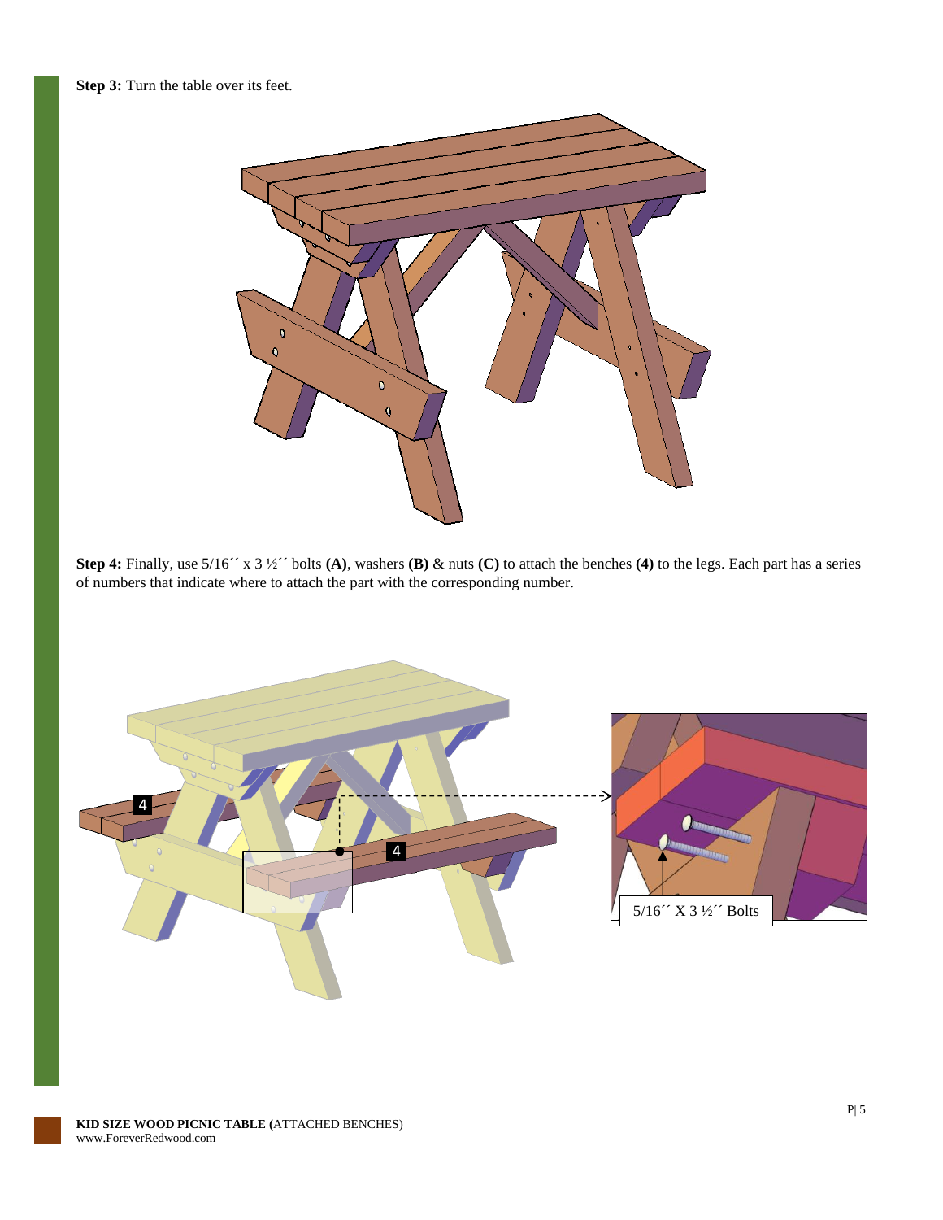**Step 3:** Turn the table over its feet.

**Step 4:** Finally, use 5/16´´ x 3 ½´´ bolts **(A)**, washers **(B)** & nuts **(C)** to attach the benches **(4)** to the legs. Each part has a series of numbers that indicate where to attach the part with the corresponding number.

4

4

5/16´´ X 3 ½´´ Bolts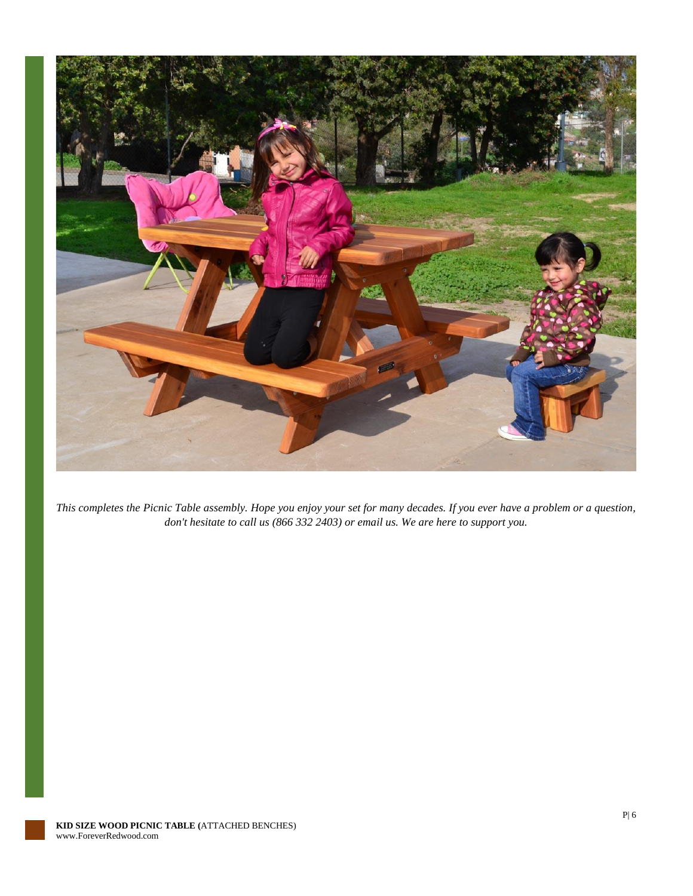*This completes the Picnic Table assembly. Hope you enjoy your set for many decades. If you ever have a problem or a question, don't hesitate to call us (866 332 2403) or email us. We are here to support you.*